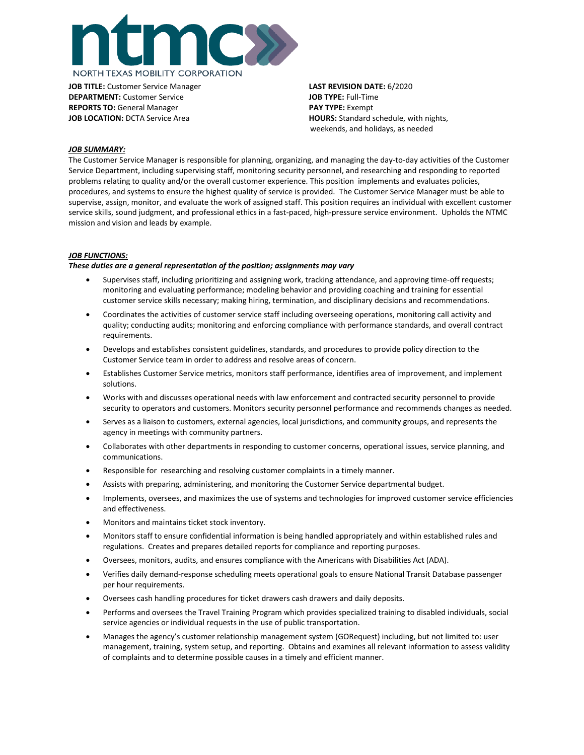ntmc

NORTH TEXAS MOBILITY CORPORATION

**JOB TITLE:** Customer Service Manager
**DEPARTMENT:** Customer Service
**REPORTS TO:** General Manager
**JOB LOCATION:** DCTA Service Area

**LAST REVISION DATE:** 6/2020
**JOB TYPE:** Full-Time
**PAY TYPE:** Exempt
**HOURS:** Standard schedule, with nights, weekends, and holidays, as needed

***JOB SUMMARY:***

The Customer Service Manager is responsible for planning, organizing, and managing the day-to-day activities of the Customer Service Department, including supervising staff, monitoring security personnel, and researching and responding to reported problems relating to quality and/or the overall customer experience. This position implements and evaluates policies, procedures, and systems to ensure the highest quality of service is provided. The Customer Service Manager must be able to supervise, assign, monitor, and evaluate the work of assigned staff. This position requires an individual with excellent customer service skills, sound judgment, and professional ethics in a fast-paced, high-pressure service environment. Upholds the NTMC mission and vision and leads by example.

***JOB FUNCTIONS:***

***These duties are a general representation of the position; assignments may vary***

- Supervises staff, including prioritizing and assigning work, tracking attendance, and approving time-off requests; monitoring and evaluating performance; modeling behavior and providing coaching and training for essential customer service skills necessary; making hiring, termination, and disciplinary decisions and recommendations.
- Coordinates the activities of customer service staff including overseeing operations, monitoring call activity and quality; conducting audits; monitoring and enforcing compliance with performance standards, and overall contract requirements.
- Develops and establishes consistent guidelines, standards, and procedures to provide policy direction to the Customer Service team in order to address and resolve areas of concern.
- Establishes Customer Service metrics, monitors staff performance, identifies area of improvement, and implement solutions.
- Works with and discusses operational needs with law enforcement and contracted security personnel to provide security to operators and customers. Monitors security personnel performance and recommends changes as needed.
- Serves as a liaison to customers, external agencies, local jurisdictions, and community groups, and represents the agency in meetings with community partners.
- Collaborates with other departments in responding to customer concerns, operational issues, service planning, and communications.
- Responsible for researching and resolving customer complaints in a timely manner.
- Assists with preparing, administering, and monitoring the Customer Service departmental budget.
- Implements, oversees, and maximizes the use of systems and technologies for improved customer service efficiencies and effectiveness.
- Monitors and maintains ticket stock inventory.
- Monitors staff to ensure confidential information is being handled appropriately and within established rules and regulations. Creates and prepares detailed reports for compliance and reporting purposes.
- Oversees, monitors, audits, and ensures compliance with the Americans with Disabilities Act (ADA).
- Verifies daily demand-response scheduling meets operational goals to ensure National Transit Database passenger per hour requirements.
- Oversees cash handling procedures for ticket drawers cash drawers and daily deposits.
- Performs and oversees the Travel Training Program which provides specialized training to disabled individuals, social service agencies or individual requests in the use of public transportation.
- Manages the agency's customer relationship management system (GORequest) including, but not limited to: user management, training, system setup, and reporting. Obtains and examines all relevant information to assess validity of complaints and to determine possible causes in a timely and efficient manner.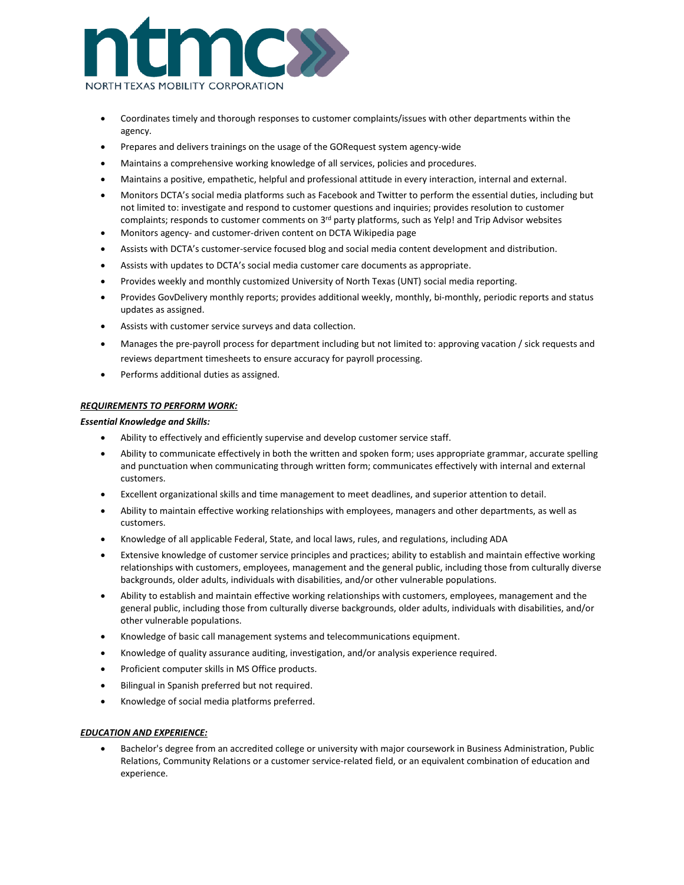- Coordinates timely and thorough responses to customer complaints/issues with other departments within the agency.
- Prepares and delivers trainings on the usage of the GORequest system agency-wide
- Maintains a comprehensive working knowledge of all services, policies and procedures.
- Maintains a positive, empathetic, helpful and professional attitude in every interaction, internal and external.
- Monitors DCTA's social media platforms such as Facebook and Twitter to perform the essential duties, including but not limited to: investigate and respond to customer questions and inquiries; provides resolution to customer complaints; responds to customer comments on 3rd party platforms, such as Yelp! and Trip Advisor websites
- Monitors agency- and customer-driven content on DCTA Wikipedia page
- Assists with DCTA's customer-service focused blog and social media content development and distribution.
- Assists with updates to DCTA's social media customer care documents as appropriate.
- Provides weekly and monthly customized University of North Texas (UNT) social media reporting.
- Provides GovDelivery monthly reports; provides additional weekly, monthly, bi-monthly, periodic reports and status updates as assigned.
- Assists with customer service surveys and data collection.
- Manages the pre-payroll process for department including but not limited to: approving vacation / sick requests and reviews department timesheets to ensure accuracy for payroll processing.
- Performs additional duties as assigned.

***<u>REQUIREMENTS TO PERFORM WORK:</u>***

***Essential Knowledge and Skills:***

- Ability to effectively and efficiently supervise and develop customer service staff.
- Ability to communicate effectively in both the written and spoken form; uses appropriate grammar, accurate spelling and punctuation when communicating through written form; communicates effectively with internal and external customers.
- Excellent organizational skills and time management to meet deadlines, and superior attention to detail.
- Ability to maintain effective working relationships with employees, managers and other departments, as well as customers.
- Knowledge of all applicable Federal, State, and local laws, rules, and regulations, including ADA
- Extensive knowledge of customer service principles and practices; ability to establish and maintain effective working relationships with customers, employees, management and the general public, including those from culturally diverse backgrounds, older adults, individuals with disabilities, and/or other vulnerable populations.
- Ability to establish and maintain effective working relationships with customers, employees, management and the general public, including those from culturally diverse backgrounds, older adults, individuals with disabilities, and/or other vulnerable populations.
- Knowledge of basic call management systems and telecommunications equipment.
- Knowledge of quality assurance auditing, investigation, and/or analysis experience required.
- Proficient computer skills in MS Office products.
- Bilingual in Spanish preferred but not required.
- Knowledge of social media platforms preferred.

***<u>EDUCATION AND EXPERIENCE:</u>***

- Bachelor's degree from an accredited college or university with major coursework in Business Administration, Public Relations, Community Relations or a customer service-related field, or an equivalent combination of education and experience.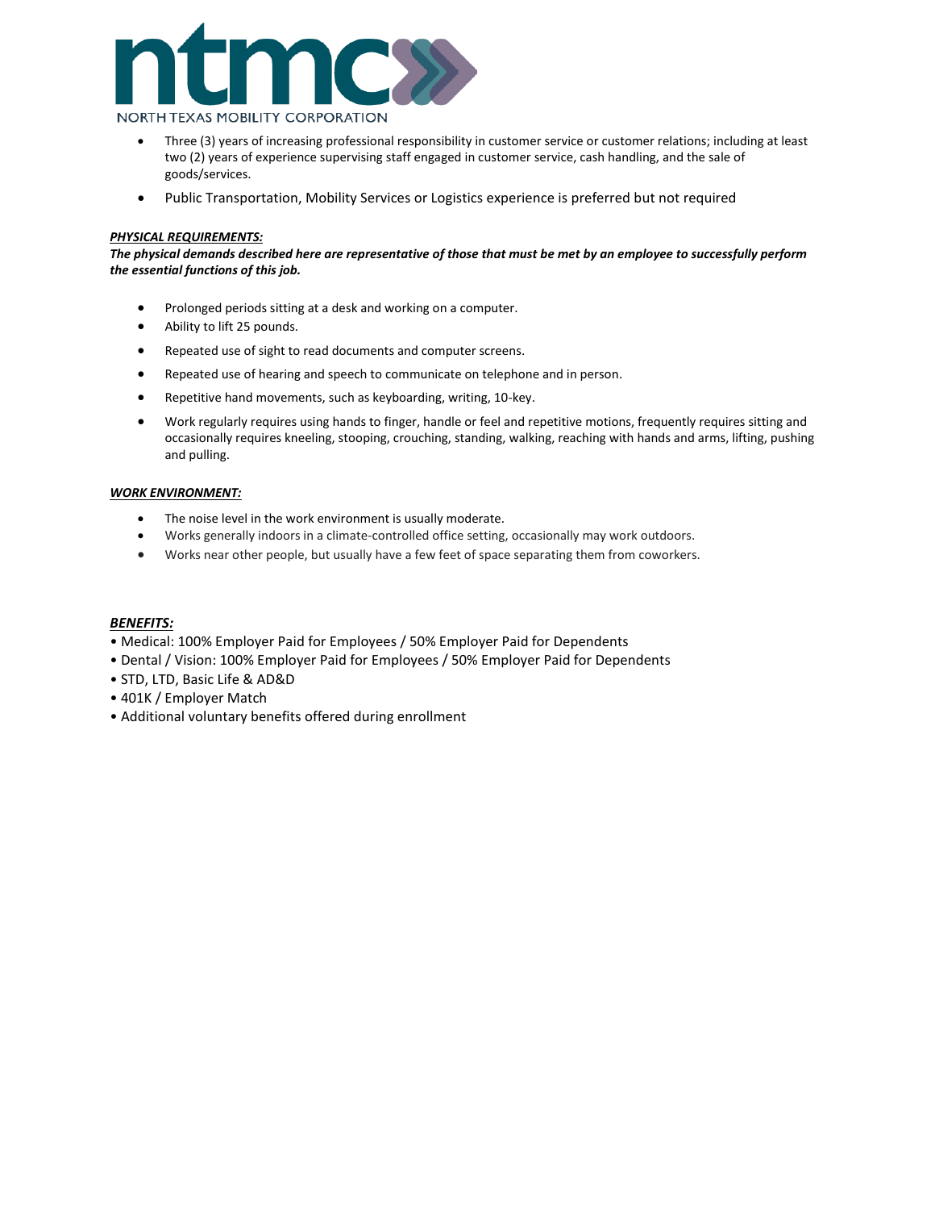- Three (3) years of increasing professional responsibility in customer service or customer relations; including at least two (2) years of experience supervising staff engaged in customer service, cash handling, and the sale of goods/services.
- Public Transportation, Mobility Services or Logistics experience is preferred but not required

***PHYSICAL REQUIREMENTS:***

***The physical demands described here are representative of those that must be met by an employee to successfully perform the essential functions of this job.***

- Prolonged periods sitting at a desk and working on a computer.
- Ability to lift 25 pounds.
- Repeated use of sight to read documents and computer screens.
- Repeated use of hearing and speech to communicate on telephone and in person.
- Repetitive hand movements, such as keyboarding, writing, 10-key.
- Work regularly requires using hands to finger, handle or feel and repetitive motions, frequently requires sitting and occasionally requires kneeling, stooping, crouching, standing, walking, reaching with hands and arms, lifting, pushing and pulling.

***WORK ENVIRONMENT:***

- The noise level in the work environment is usually moderate.
- Works generally indoors in a climate-controlled office setting, occasionally may work outdoors.
- Works near other people, but usually have a few feet of space separating them from coworkers.

***BENEFITS:***

- Medical: 100% Employer Paid for Employees / 50% Employer Paid for Dependents
- Dental / Vision: 100% Employer Paid for Employees / 50% Employer Paid for Dependents
- STD, LTD, Basic Life & AD&D
- 401K / Employer Match
- Additional voluntary benefits offered during enrollment